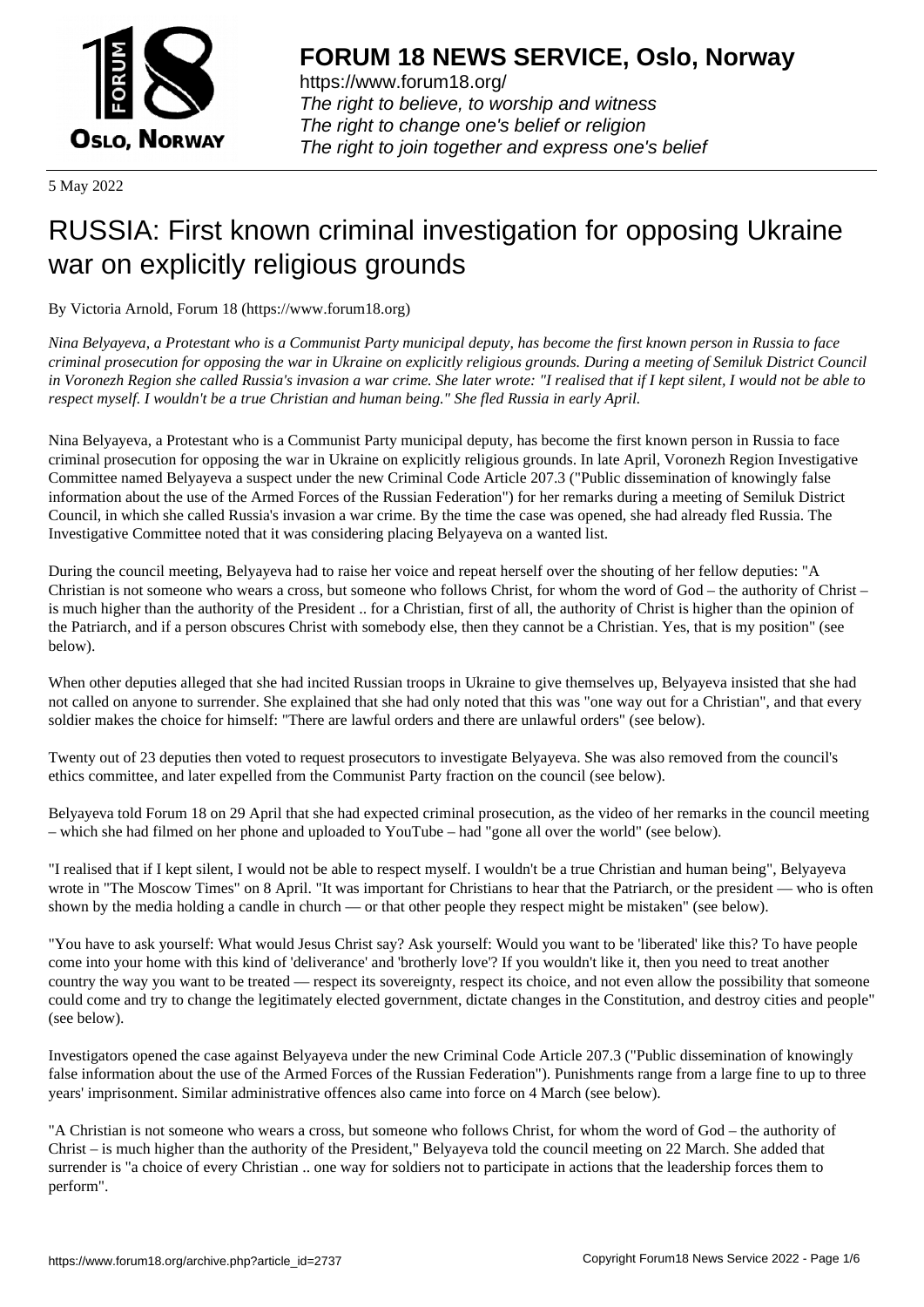5 May 2022

# RUSSIA: First known criminal investigation for opposing Ukraine war on explicitly religious grounds

By Victoria Arnold, Forum 18 (https://www.forum18.org)

*Nina Belyayeva, a Protestant who is a Communist Party municipal deputy, has become the first known person in Russia to face criminal prosecution for opposing the war in Ukraine on explicitly religious grounds. During a meeting of Semiluk District Council in Voronezh Region she called Russia's invasion a war crime. She later wrote: "I realised that if I kept silent, I would not be able to respect myself. I wouldn't be a true Christian and human being." She fled Russia in early April.*

Nina Belyayeva, a Protestant who is a Communist Party municipal deputy, has become the first known person in Russia to face criminal prosecution for opposing the war in Ukraine on explicitly religious grounds. In late April, Voronezh Region Investigative Committee named Belyayeva a suspect under the new Criminal Code Article 207.3 ("Public dissemination of knowingly false information about the use of the Armed Forces of the Russian Federation") for her remarks during a meeting of Semiluk District Council, in which she called Russia's invasion a war crime. By the time the case was opened, she had already fled Russia. The Investigative Committee noted that it was considering placing Belyayeva on a wanted list.

During the council meeting, Belyayeva had to raise her voice and repeat herself over the shouting of her fellow deputies: "A Christian is not someone who wears a cross, but someone who follows Christ, for whom the word of God – the authority of Christ – is much higher than the authority of the President .. for a Christian, first of all, the authority of Christ is higher than the opinion of the Patriarch, and if a person obscures Christ with somebody else, then they cannot be a Christian. Yes, that is my position" (see below).

When other deputies alleged that she had incited Russian troops in Ukraine to give themselves up, Belyayeva insisted that she had not called on anyone to surrender. She explained that she had only noted that this was "one way out for a Christian", and that every soldier makes the choice for himself: "There are lawful orders and there are unlawful orders" (see below).

Twenty out of 23 deputies then voted to request prosecutors to investigate Belyayeva. She was also removed from the council's ethics committee, and later expelled from the Communist Party fraction on the council (see below).

Belyayeva told Forum 18 on 29 April that she had expected criminal prosecution, as the video of her remarks in the council meeting – which she had filmed on her phone and uploaded to YouTube – had "gone all over the world" (see below).

"I realised that if I kept silent, I would not be able to respect myself. I wouldn't be a true Christian and human being", Belyayeva wrote in "The Moscow Times" on 8 April. "It was important for Christians to hear that the Patriarch, or the president — who is often shown by the media holding a candle in church — or that other people they respect might be mistaken" (see below).

"You have to ask yourself: What would Jesus Christ say? Ask yourself: Would you want to be 'liberated' like this? To have people come into your home with this kind of 'deliverance' and 'brotherly love'? If you wouldn't like it, then you need to treat another country the way you want to be treated — respect its sovereignty, respect its choice, and not even allow the possibility that someone could come and try to change the legitimately elected government, dictate changes in the Constitution, and destroy cities and people" (see below).

Investigators opened the case against Belyayeva under the new Criminal Code Article 207.3 ("Public dissemination of knowingly false information about the use of the Armed Forces of the Russian Federation"). Punishments range from a large fine to up to three years' imprisonment. Similar administrative offences also came into force on 4 March (see below).

"A Christian is not someone who wears a cross, but someone who follows Christ, for whom the word of God – the authority of Christ – is much higher than the authority of the President," Belyayeva told the council meeting on 22 March. She added that surrender is "a choice of every Christian .. one way for soldiers not to participate in actions that the leadership forces them to perform".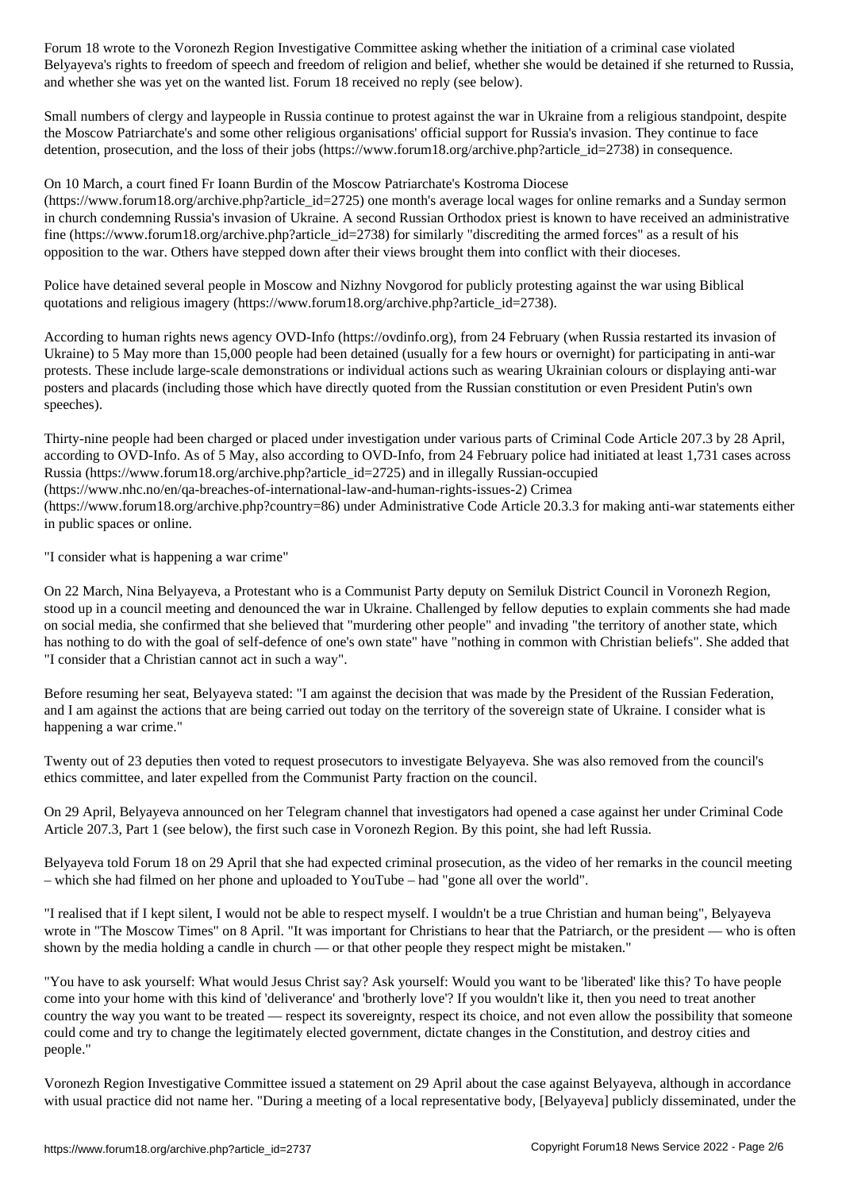Forum 18 wrote to the Voronezh Region Investigative Committee asking whether the initiation of a criminal case violated Belyayeva's rights to freedom of speech and freedom of religion and belief, whether she would be detained if she returned to Russia, and whether she was yet on the wanted list. Forum 18 received no reply (see below).

Small numbers of clergy and laypeople in Russia continue to protest against the war in Ukraine from a religious standpoint, despite the Moscow Patriarchate's and some other religious organisations' official support for Russia's invasion. They continue to face detention, prosecution, and the loss of their jobs (https://www.forum18.org/archive.php?article_id=2738) in consequence.

On 10 March, a court fined Fr Ioann Burdin of the Moscow Patriarchate's Kostroma Diocese (https://www.forum18.org/archive.php?article_id=2725) one month's average local wages for online remarks and a Sunday sermon in church condemning Russia's invasion of Ukraine. A second Russian Orthodox priest is known to have received an administrative fine (https://www.forum18.org/archive.php?article_id=2738) for similarly "discrediting the armed forces" as a result of his opposition to the war. Others have stepped down after their views brought them into conflict with their dioceses.

Police have detained several people in Moscow and Nizhny Novgorod for publicly protesting against the war using Biblical quotations and religious imagery (https://www.forum18.org/archive.php?article_id=2738).

According to human rights news agency OVD-Info (https://ovdinfo.org), from 24 February (when Russia restarted its invasion of Ukraine) to 5 May more than 15,000 people had been detained (usually for a few hours or overnight) for participating in anti-war protests. These include large-scale demonstrations or individual actions such as wearing Ukrainian colours or displaying anti-war posters and placards (including those which have directly quoted from the Russian constitution or even President Putin's own speeches).

Thirty-nine people had been charged or placed under investigation under various parts of Criminal Code Article 207.3 by 28 April, according to OVD-Info. As of 5 May, also according to OVD-Info, from 24 February police had initiated at least 1,731 cases across Russia (https://www.forum18.org/archive.php?article_id=2725) and in illegally Russian-occupied (https://www.nhc.no/en/qa-breaches-of-international-law-and-human-rights-issues-2) Crimea (https://www.forum18.org/archive.php?country=86) under Administrative Code Article 20.3.3 for making anti-war statements either in public spaces or online.

"I consider what is happening a war crime"

On 22 March, Nina Belyayeva, a Protestant who is a Communist Party deputy on Semiluk District Council in Voronezh Region, stood up in a council meeting and denounced the war in Ukraine. Challenged by fellow deputies to explain comments she had made on social media, she confirmed that she believed that "murdering other people" and invading "the territory of another state, which has nothing to do with the goal of self-defence of one's own state" have "nothing in common with Christian beliefs". She added that "I consider that a Christian cannot act in such a way".

Before resuming her seat, Belyayeva stated: "I am against the decision that was made by the President of the Russian Federation, and I am against the actions that are being carried out today on the territory of the sovereign state of Ukraine. I consider what is happening a war crime."

Twenty out of 23 deputies then voted to request prosecutors to investigate Belyayeva. She was also removed from the council's ethics committee, and later expelled from the Communist Party fraction on the council.

On 29 April, Belyayeva announced on her Telegram channel that investigators had opened a case against her under Criminal Code Article 207.3, Part 1 (see below), the first such case in Voronezh Region. By this point, she had left Russia.

Belyayeva told Forum 18 on 29 April that she had expected criminal prosecution, as the video of her remarks in the council meeting – which she had filmed on her phone and uploaded to YouTube – had "gone all over the world".

"I realised that if I kept silent, I would not be able to respect myself. I wouldn't be a true Christian and human being", Belyayeva wrote in "The Moscow Times" on 8 April. "It was important for Christians to hear that the Patriarch, or the president — who is often shown by the media holding a candle in church — or that other people they respect might be mistaken."

"You have to ask yourself: What would Jesus Christ say? Ask yourself: Would you want to be 'liberated' like this? To have people come into your home with this kind of 'deliverance' and 'brotherly love'? If you wouldn't like it, then you need to treat another country the way you want to be treated — respect its sovereignty, respect its choice, and not even allow the possibility that someone could come and try to change the legitimately elected government, dictate changes in the Constitution, and destroy cities and people."

Voronezh Region Investigative Committee issued a statement on 29 April about the case against Belyayeva, although in accordance with usual practice did not name her. "During a meeting of a local representative body, [Belyayeva] publicly disseminated, under the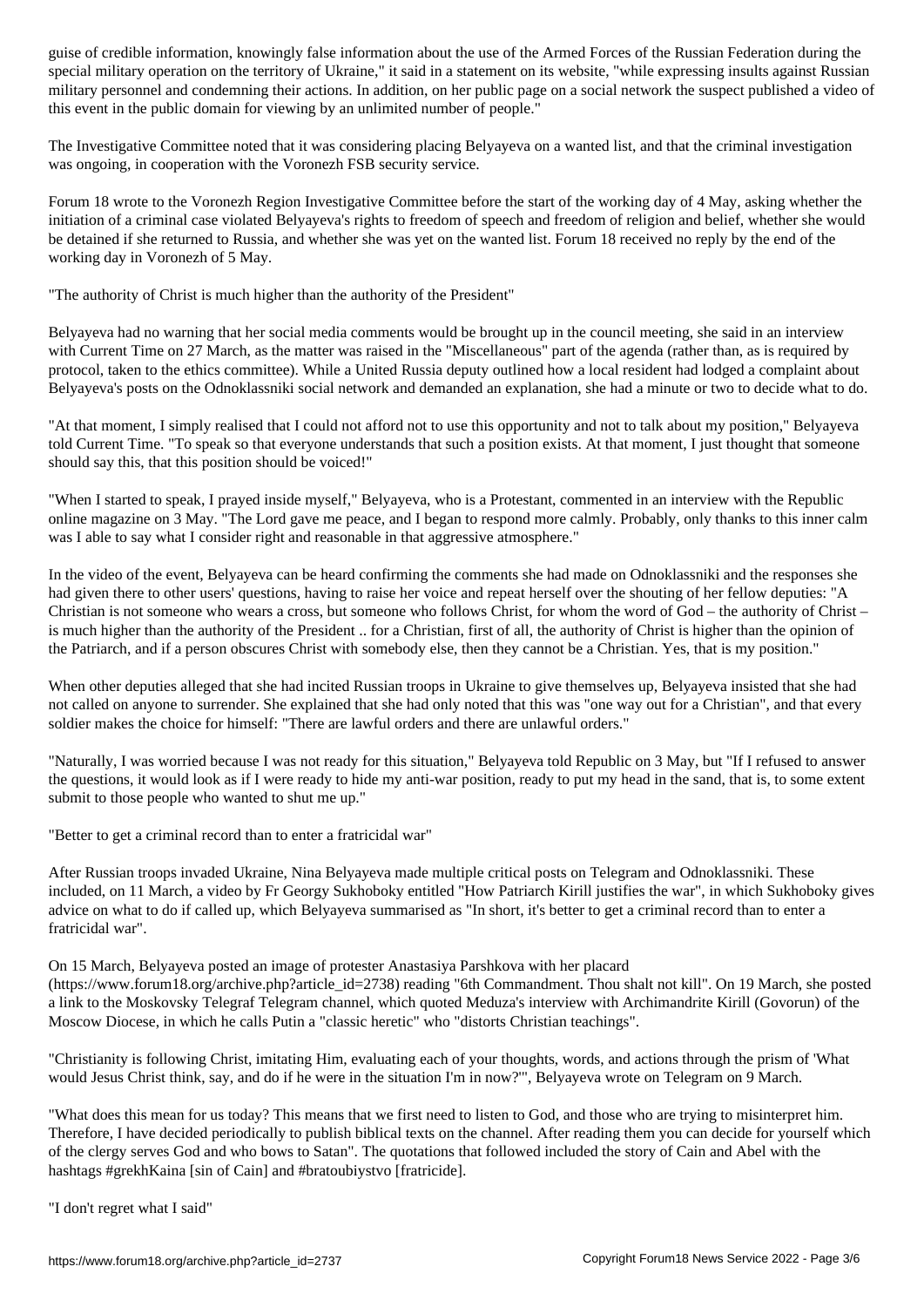guise of credible information, knowingly false information about the use of the Armed Forces of the Russian Federation during the special military operation on the territory of Ukraine," it said in a statement on its website, "while expressing insults against Russian military personnel and condemning their actions. In addition, on her public page on a social network the suspect published a video of this event in the public domain for viewing by an unlimited number of people."

The Investigative Committee noted that it was considering placing Belyayeva on a wanted list, and that the criminal investigation was ongoing, in cooperation with the Voronezh FSB security service.

Forum 18 wrote to the Voronezh Region Investigative Committee before the start of the working day of 4 May, asking whether the initiation of a criminal case violated Belyayeva's rights to freedom of speech and freedom of religion and belief, whether she would be detained if she returned to Russia, and whether she was yet on the wanted list. Forum 18 received no reply by the end of the working day in Voronezh of 5 May.

"The authority of Christ is much higher than the authority of the President"

Belyayeva had no warning that her social media comments would be brought up in the council meeting, she said in an interview with Current Time on 27 March, as the matter was raised in the "Miscellaneous" part of the agenda (rather than, as is required by protocol, taken to the ethics committee). While a United Russia deputy outlined how a local resident had lodged a complaint about Belyayeva's posts on the Odnoklassniki social network and demanded an explanation, she had a minute or two to decide what to do.

"At that moment, I simply realised that I could not afford not to use this opportunity and not to talk about my position," Belyayeva told Current Time. "To speak so that everyone understands that such a position exists. At that moment, I just thought that someone should say this, that this position should be voiced!"

"When I started to speak, I prayed inside myself," Belyayeva, who is a Protestant, commented in an interview with the Republic online magazine on 3 May. "The Lord gave me peace, and I began to respond more calmly. Probably, only thanks to this inner calm was I able to say what I consider right and reasonable in that aggressive atmosphere."

In the video of the event, Belyayeva can be heard confirming the comments she had made on Odnoklassniki and the responses she had given there to other users' questions, having to raise her voice and repeat herself over the shouting of her fellow deputies: "A Christian is not someone who wears a cross, but someone who follows Christ, for whom the word of God – the authority of Christ – is much higher than the authority of the President .. for a Christian, first of all, the authority of Christ is higher than the opinion of the Patriarch, and if a person obscures Christ with somebody else, then they cannot be a Christian. Yes, that is my position."

When other deputies alleged that she had incited Russian troops in Ukraine to give themselves up, Belyayeva insisted that she had not called on anyone to surrender. She explained that she had only noted that this was "one way out for a Christian", and that every soldier makes the choice for himself: "There are lawful orders and there are unlawful orders."

"Naturally, I was worried because I was not ready for this situation," Belyayeva told Republic on 3 May, but "If I refused to answer the questions, it would look as if I were ready to hide my anti-war position, ready to put my head in the sand, that is, to some extent submit to those people who wanted to shut me up."

"Better to get a criminal record than to enter a fratricidal war"

After Russian troops invaded Ukraine, Nina Belyayeva made multiple critical posts on Telegram and Odnoklassniki. These included, on 11 March, a video by Fr Georgy Sukhoboky entitled "How Patriarch Kirill justifies the war", in which Sukhoboky gives advice on what to do if called up, which Belyayeva summarised as "In short, it's better to get a criminal record than to enter a fratricidal war".

On 15 March, Belyayeva posted an image of protester Anastasiya Parshkova with her placard (https://www.forum18.org/archive.php?article_id=2738) reading "6th Commandment. Thou shalt not kill". On 19 March, she posted a link to the Moskovsky Telegraf Telegram channel, which quoted Meduza's interview with Archimandrite Kirill (Govorun) of the Moscow Diocese, in which he calls Putin a "classic heretic" who "distorts Christian teachings".

"Christianity is following Christ, imitating Him, evaluating each of your thoughts, words, and actions through the prism of 'What would Jesus Christ think, say, and do if he were in the situation I'm in now?'", Belyayeva wrote on Telegram on 9 March.

"What does this mean for us today? This means that we first need to listen to God, and those who are trying to misinterpret him. Therefore, I have decided periodically to publish biblical texts on the channel. After reading them you can decide for yourself which of the clergy serves God and who bows to Satan". The quotations that followed included the story of Cain and Abel with the hashtags #grekhKaina [sin of Cain] and #bratoubiystvo [fratricide].

"I don't regret what I said"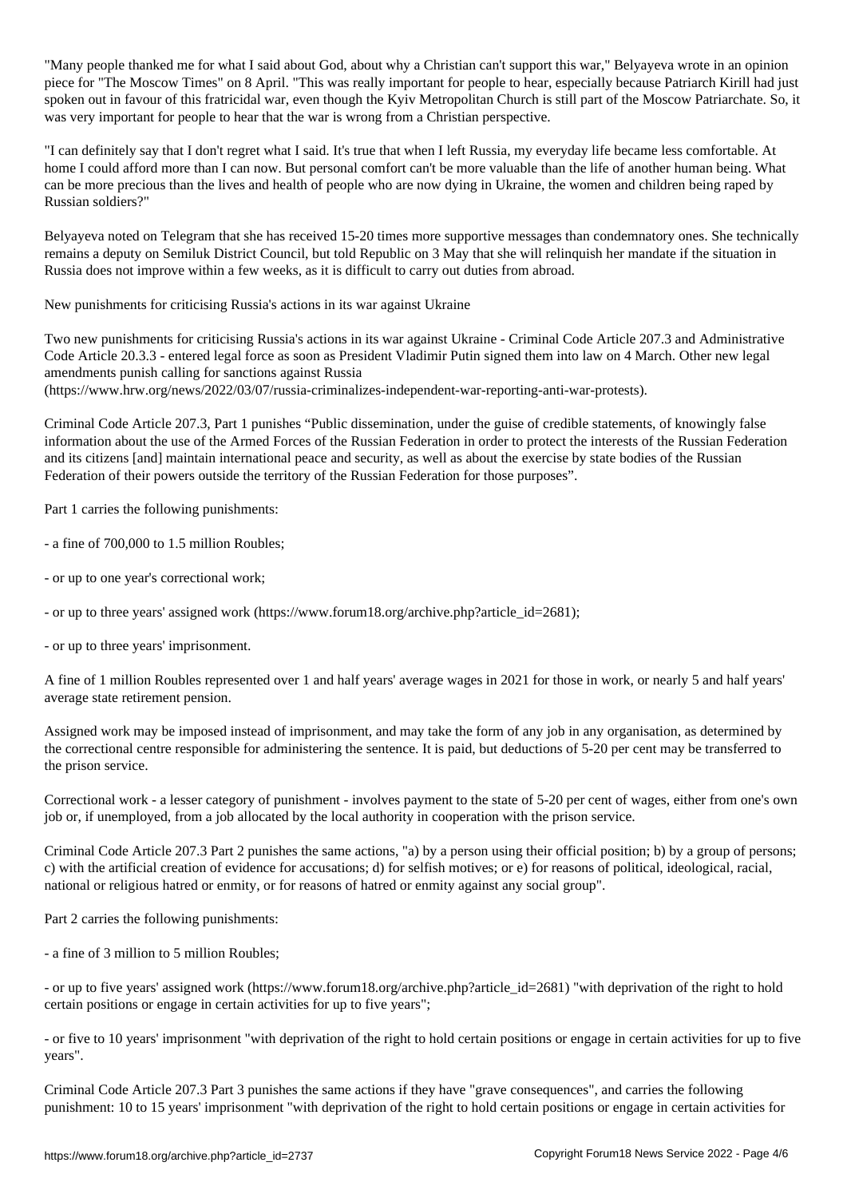"Many people thanked me for what I said about God, about why a Christian can't support this war," Belyayeva wrote in an opinion piece for "The Moscow Times" on 8 April. "This was really important for people to hear, especially because Patriarch Kirill had just spoken out in favour of this fratricidal war, even though the Kyiv Metropolitan Church is still part of the Moscow Patriarchate. So, it was very important for people to hear that the war is wrong from a Christian perspective.

"I can definitely say that I don't regret what I said. It's true that when I left Russia, my everyday life became less comfortable. At home I could afford more than I can now. But personal comfort can't be more valuable than the life of another human being. What can be more precious than the lives and health of people who are now dying in Ukraine, the women and children being raped by Russian soldiers?"

Belyayeva noted on Telegram that she has received 15-20 times more supportive messages than condemnatory ones. She technically remains a deputy on Semiluk District Council, but told Republic on 3 May that she will relinquish her mandate if the situation in Russia does not improve within a few weeks, as it is difficult to carry out duties from abroad.

## New punishments for criticising Russia's actions in its war against Ukraine

Two new punishments for criticising Russia's actions in its war against Ukraine - Criminal Code Article 207.3 and Administrative Code Article 20.3.3 - entered legal force as soon as President Vladimir Putin signed them into law on 4 March. Other new legal amendments punish calling for sanctions against Russia (https://www.hrw.org/news/2022/03/07/russia-criminalizes-independent-war-reporting-anti-war-protests).

Criminal Code Article 207.3, Part 1 punishes "Public dissemination, under the guise of credible statements, of knowingly false information about the use of the Armed Forces of the Russian Federation in order to protect the interests of the Russian Federation and its citizens [and] maintain international peace and security, as well as about the exercise by state bodies of the Russian Federation of their powers outside the territory of the Russian Federation for those purposes".

Part 1 carries the following punishments:

- a fine of 700,000 to 1.5 million Roubles;

- or up to one year's correctional work;

- or up to three years' assigned work (https://www.forum18.org/archive.php?article_id=2681);

- or up to three years' imprisonment.

A fine of 1 million Roubles represented over 1 and half years' average wages in 2021 for those in work, or nearly 5 and half years' average state retirement pension.

Assigned work may be imposed instead of imprisonment, and may take the form of any job in any organisation, as determined by the correctional centre responsible for administering the sentence. It is paid, but deductions of 5-20 per cent may be transferred to the prison service.

Correctional work - a lesser category of punishment - involves payment to the state of 5-20 per cent of wages, either from one's own job or, if unemployed, from a job allocated by the local authority in cooperation with the prison service.

Criminal Code Article 207.3 Part 2 punishes the same actions, "a) by a person using their official position; b) by a group of persons; c) with the artificial creation of evidence for accusations; d) for selfish motives; or e) for reasons of political, ideological, racial, national or religious hatred or enmity, or for reasons of hatred or enmity against any social group".

Part 2 carries the following punishments:

- a fine of 3 million to 5 million Roubles;

- or up to five years' assigned work (https://www.forum18.org/archive.php?article_id=2681) "with deprivation of the right to hold certain positions or engage in certain activities for up to five years";

- or five to 10 years' imprisonment "with deprivation of the right to hold certain positions or engage in certain activities for up to five years".

Criminal Code Article 207.3 Part 3 punishes the same actions if they have "grave consequences", and carries the following punishment: 10 to 15 years' imprisonment "with deprivation of the right to hold certain positions or engage in certain activities for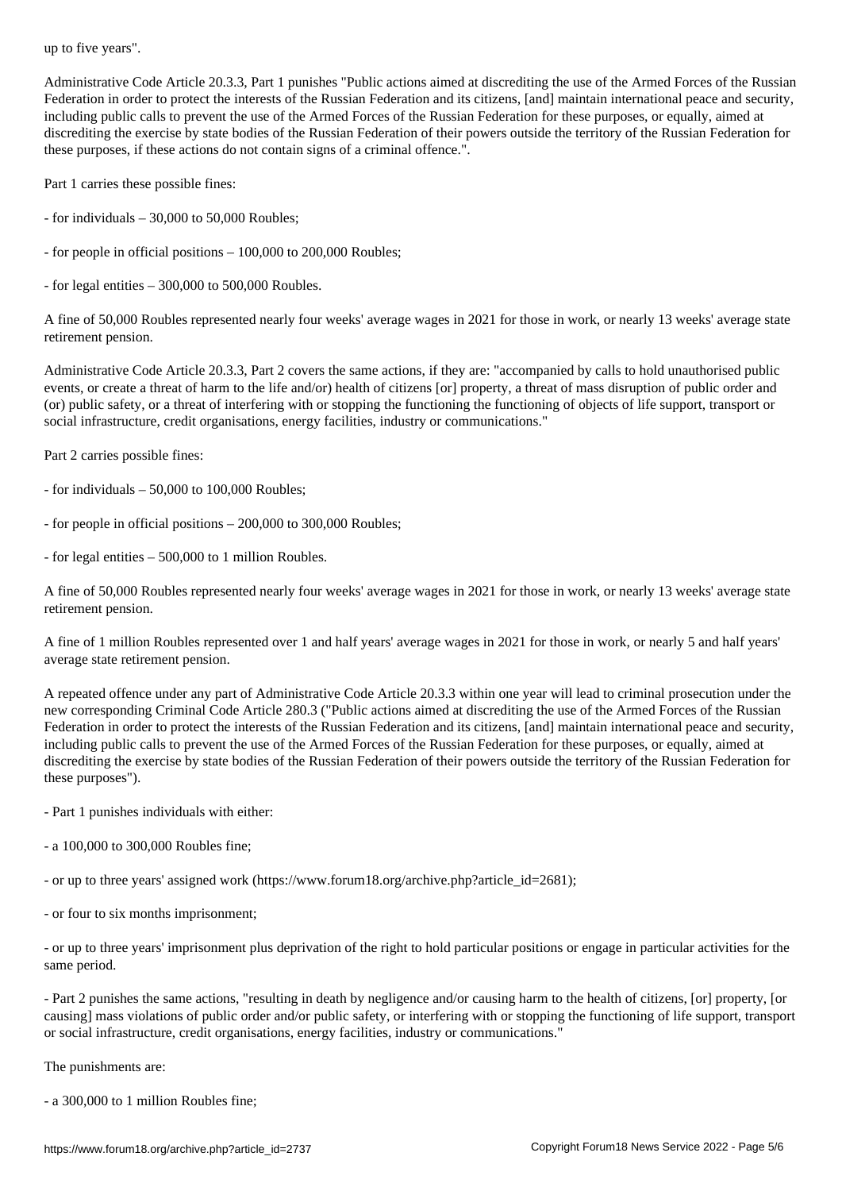up to five years".

Administrative Code Article 20.3.3, Part 1 punishes "Public actions aimed at discrediting the use of the Armed Forces of the Russian Federation in order to protect the interests of the Russian Federation and its citizens, [and] maintain international peace and security, including public calls to prevent the use of the Armed Forces of the Russian Federation for these purposes, or equally, aimed at discrediting the exercise by state bodies of the Russian Federation of their powers outside the territory of the Russian Federation for these purposes, if these actions do not contain signs of a criminal offence.".

Part 1 carries these possible fines:

- for individuals – 30,000 to 50,000 Roubles;

- for people in official positions – 100,000 to 200,000 Roubles;

- for legal entities – 300,000 to 500,000 Roubles.

A fine of 50,000 Roubles represented nearly four weeks' average wages in 2021 for those in work, or nearly 13 weeks' average state retirement pension.

Administrative Code Article 20.3.3, Part 2 covers the same actions, if they are: "accompanied by calls to hold unauthorised public events, or create a threat of harm to the life and/or) health of citizens [or] property, a threat of mass disruption of public order and (or) public safety, or a threat of interfering with or stopping the functioning the functioning of objects of life support, transport or social infrastructure, credit organisations, energy facilities, industry or communications."

Part 2 carries possible fines:

- for individuals – 50,000 to 100,000 Roubles;

- for people in official positions – 200,000 to 300,000 Roubles;

- for legal entities – 500,000 to 1 million Roubles.

A fine of 50,000 Roubles represented nearly four weeks' average wages in 2021 for those in work, or nearly 13 weeks' average state retirement pension.

A fine of 1 million Roubles represented over 1 and half years' average wages in 2021 for those in work, or nearly 5 and half years' average state retirement pension.

A repeated offence under any part of Administrative Code Article 20.3.3 within one year will lead to criminal prosecution under the new corresponding Criminal Code Article 280.3 ("Public actions aimed at discrediting the use of the Armed Forces of the Russian Federation in order to protect the interests of the Russian Federation and its citizens, [and] maintain international peace and security, including public calls to prevent the use of the Armed Forces of the Russian Federation for these purposes, or equally, aimed at discrediting the exercise by state bodies of the Russian Federation of their powers outside the territory of the Russian Federation for these purposes").

- Part 1 punishes individuals with either:

- a 100,000 to 300,000 Roubles fine;

- or up to three years' assigned work (https://www.forum18.org/archive.php?article_id=2681);

- or four to six months imprisonment;

- or up to three years' imprisonment plus deprivation of the right to hold particular positions or engage in particular activities for the same period.

- Part 2 punishes the same actions, "resulting in death by negligence and/or causing harm to the health of citizens, [or] property, [or causing] mass violations of public order and/or public safety, or interfering with or stopping the functioning of life support, transport or social infrastructure, credit organisations, energy facilities, industry or communications."

The punishments are:

- a 300,000 to 1 million Roubles fine;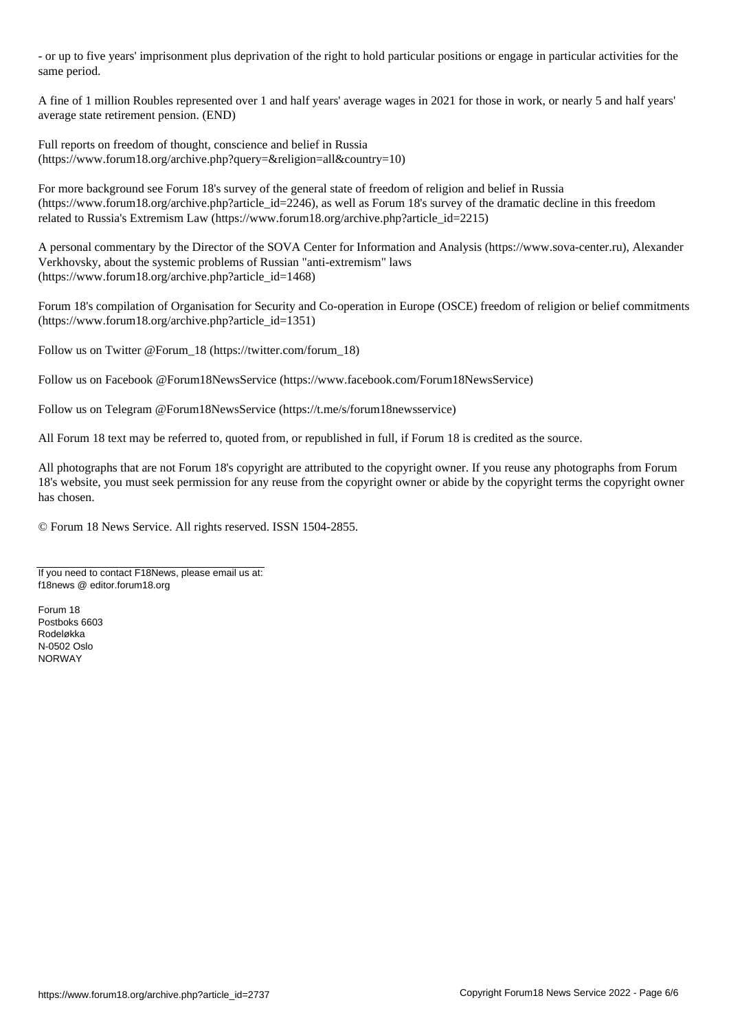- or up to five years' imprisonment plus deprivation of the right to hold particular positions or engage in particular activities for the same period.

A fine of 1 million Roubles represented over 1 and half years' average wages in 2021 for those in work, or nearly 5 and half years' average state retirement pension. (END)

Full reports on freedom of thought, conscience and belief in Russia (https://www.forum18.org/archive.php?query=&religion=all&country=10)

For more background see Forum 18's survey of the general state of freedom of religion and belief in Russia (https://www.forum18.org/archive.php?article_id=2246), as well as Forum 18's survey of the dramatic decline in this freedom related to Russia's Extremism Law (https://www.forum18.org/archive.php?article_id=2215)

A personal commentary by the Director of the SOVA Center for Information and Analysis (https://www.sova-center.ru), Alexander Verkhovsky, about the systemic problems of Russian "anti-extremism" laws (https://www.forum18.org/archive.php?article_id=1468)

Forum 18's compilation of Organisation for Security and Co-operation in Europe (OSCE) freedom of religion or belief commitments (https://www.forum18.org/archive.php?article_id=1351)

Follow us on Twitter @Forum_18 (https://twitter.com/forum_18)

Follow us on Facebook @Forum18NewsService (https://www.facebook.com/Forum18NewsService)

Follow us on Telegram @Forum18NewsService (https://t.me/s/forum18newsservice)

All Forum 18 text may be referred to, quoted from, or republished in full, if Forum 18 is credited as the source.

All photographs that are not Forum 18's copyright are attributed to the copyright owner. If you reuse any photographs from Forum 18's website, you must seek permission for any reuse from the copyright owner or abide by the copyright terms the copyright owner has chosen.

© Forum 18 News Service. All rights reserved. ISSN 1504-2855.

If you need to contact F18News, please email us at:
f18news @ editor.forum18.org

Forum 18
Postboks 6603
Rodeløkka
N-0502 Oslo
NORWAY